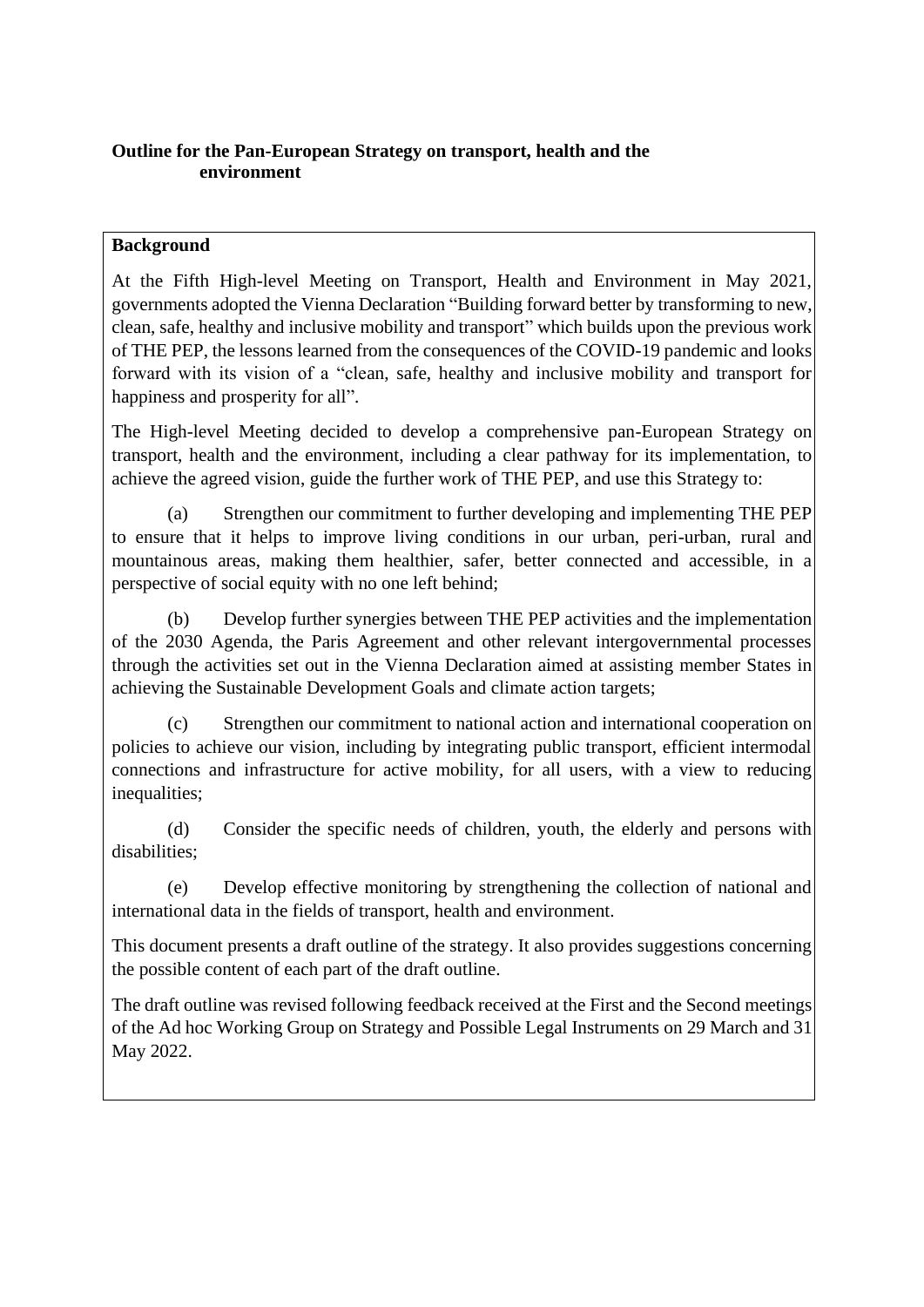# Outline for the Pan-European Strategy on transport, health and the environment

## Background

At the Fifth High-level Meeting on Transport, Health and Environment in May 2021, governments adopted the Vienna Declaration "Building forward better by transforming to new, clean, safe, healthy and inclusive mobility and transport" which builds upon the previous work of THE PEP, the lessons learned from the consequences of the COVID-19 pandemic and looks forward with its vision of a "clean, safe, healthy and inclusive mobility and transport for happiness and prosperity for all".

The High-level Meeting decided to develop a comprehensive pan-European Strategy on transport, health and the environment, including a clear pathway for its implementation, to achieve the agreed vision, guide the further work of THE PEP, and use this Strategy to:

(a) Strengthen our commitment to further developing and implementing THE PEP to ensure that it helps to improve living conditions in our urban, peri-urban, rural and mountainous areas, making them healthier, safer, better connected and accessible, in a perspective of social equity with no one left behind;

(b) Develop further synergies between THE PEP activities and the implementation of the 2030 Agenda, the Paris Agreement and other relevant intergovernmental processes through the activities set out in the Vienna Declaration aimed at assisting member States in achieving the Sustainable Development Goals and climate action targets;

(c) Strengthen our commitment to national action and international cooperation on policies to achieve our vision, including by integrating public transport, efficient intermodal connections and infrastructure for active mobility, for all users, with a view to reducing inequalities;

(d) Consider the specific needs of children, youth, the elderly and persons with disabilities;

(e) Develop effective monitoring by strengthening the collection of national and international data in the fields of transport, health and environment.

This document presents a draft outline of the strategy. It also provides suggestions concerning the possible content of each part of the draft outline.

The draft outline was revised following feedback received at the First and the Second meetings of the Ad hoc Working Group on Strategy and Possible Legal Instruments on 29 March and 31 May 2022.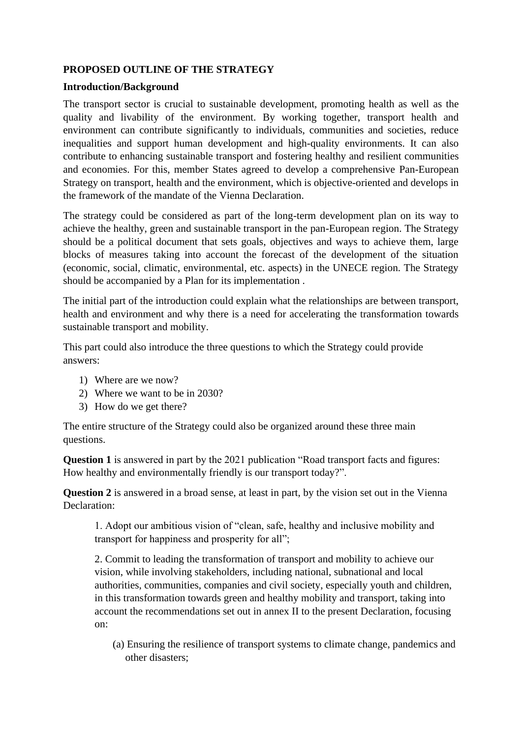**PROPOSED OUTLINE OF THE STRATEGY**

**Introduction/Background**

The transport sector is crucial to sustainable development, promoting health as well as the quality and livability of the environment. By working together, transport health and environment can contribute significantly to individuals, communities and societies, reduce inequalities and support human development and high-quality environments. It can also contribute to enhancing sustainable transport and fostering healthy and resilient communities and economies. For this, member States agreed to develop a comprehensive Pan-European Strategy on transport, health and the environment, which is objective-oriented and develops in the framework of the mandate of the Vienna Declaration.

The strategy could be considered as part of the long-term development plan on its way to achieve the healthy, green and sustainable transport in the pan-European region. The Strategy should be a political document that sets goals, objectives and ways to achieve them, large blocks of measures taking into account the forecast of the development of the situation (economic, social, climatic, environmental, etc. aspects) in the UNECE region. The Strategy should be accompanied by a Plan for its implementation .

The initial part of the introduction could explain what the relationships are between transport, health and environment and why there is a need for accelerating the transformation towards sustainable transport and mobility.

This part could also introduce the three questions to which the Strategy could provide answers:

1) Where are we now?
2) Where we want to be in 2030?
3) How do we get there?

The entire structure of the Strategy could also be organized around these three main questions.

**Question 1** is answered in part by the 2021 publication "Road transport facts and figures: How healthy and environmentally friendly is our transport today?".

**Question 2** is answered in a broad sense, at least in part, by the vision set out in the Vienna Declaration:

> 1. Adopt our ambitious vision of "clean, safe, healthy and inclusive mobility and transport for happiness and prosperity for all";
>
> 2. Commit to leading the transformation of transport and mobility to achieve our vision, while involving stakeholders, including national, subnational and local authorities, communities, companies and civil society, especially youth and children, in this transformation towards green and healthy mobility and transport, taking into account the recommendations set out in annex II to the present Declaration, focusing on:
>
> (a) Ensuring the resilience of transport systems to climate change, pandemics and other disasters;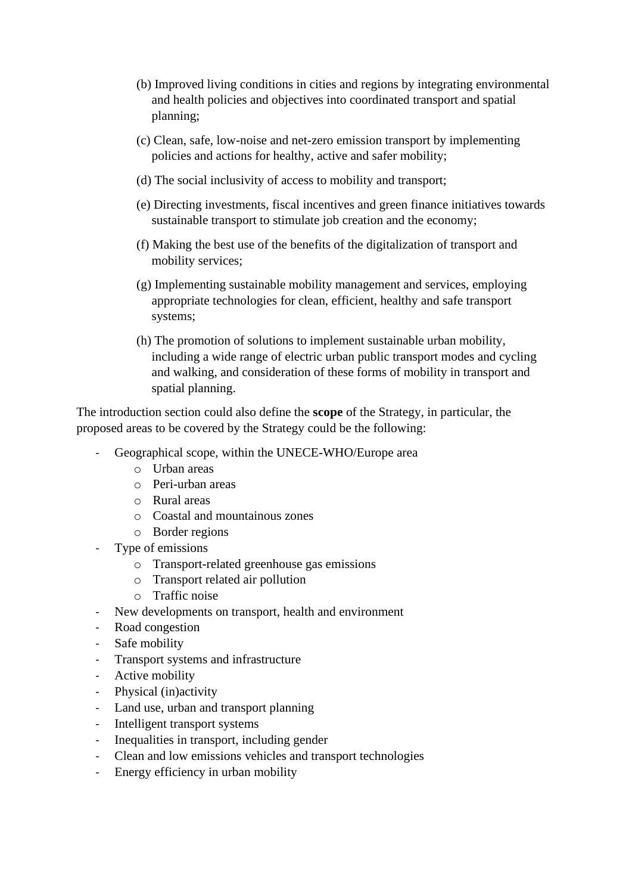(b) Improved living conditions in cities and regions by integrating environmental and health policies and objectives into coordinated transport and spatial planning;

(c) Clean, safe, low-noise and net-zero emission transport by implementing policies and actions for healthy, active and safer mobility;

(d) The social inclusivity of access to mobility and transport;

(e) Directing investments, fiscal incentives and green finance initiatives towards sustainable transport to stimulate job creation and the economy;

(f) Making the best use of the benefits of the digitalization of transport and mobility services;

(g) Implementing sustainable mobility management and services, employing appropriate technologies for clean, efficient, healthy and safe transport systems;

(h) The promotion of solutions to implement sustainable urban mobility, including a wide range of electric urban public transport modes and cycling and walking, and consideration of these forms of mobility in transport and spatial planning.

The introduction section could also define the **scope** of the Strategy, in particular, the proposed areas to be covered by the Strategy could be the following:

- Geographical scope, within the UNECE-WHO/Europe area
  - Urban areas
  - Peri-urban areas
  - Rural areas
  - Coastal and mountainous zones
  - Border regions
- Type of emissions
  - Transport-related greenhouse gas emissions
  - Transport related air pollution
  - Traffic noise
- New developments on transport, health and environment
- Road congestion
- Safe mobility
- Transport systems and infrastructure
- Active mobility
- Physical (in)activity
- Land use, urban and transport planning
- Intelligent transport systems
- Inequalities in transport, including gender
- Clean and low emissions vehicles and transport technologies
- Energy efficiency in urban mobility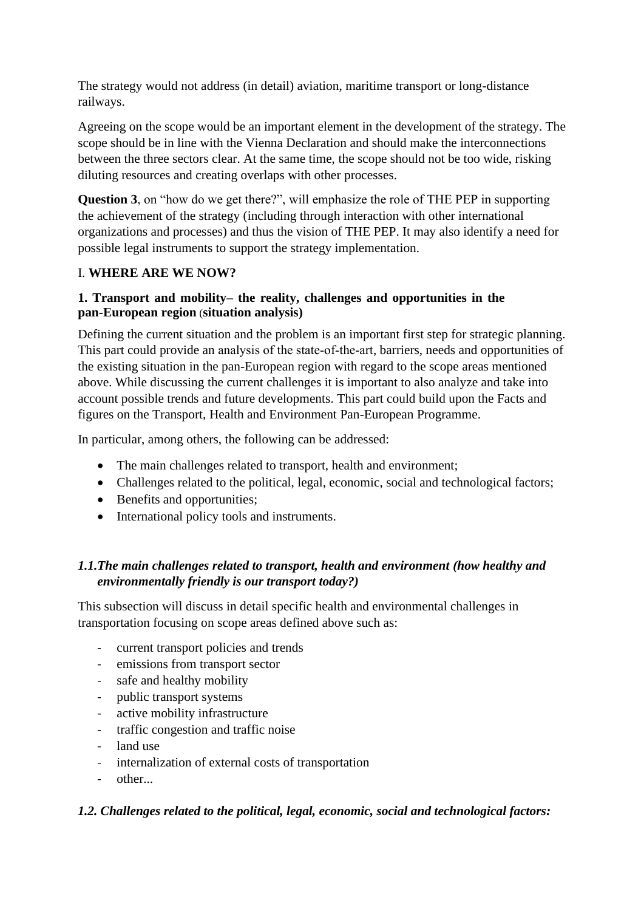The strategy would not address (in detail) aviation, maritime transport or long-distance railways.

Agreeing on the scope would be an important element in the development of the strategy. The scope should be in line with the Vienna Declaration and should make the interconnections between the three sectors clear. At the same time, the scope should not be too wide, risking diluting resources and creating overlaps with other processes.

**Question 3**, on "how do we get there?", will emphasize the role of THE PEP in supporting the achievement of the strategy (including through interaction with other international organizations and processes) and thus the vision of THE PEP. It may also identify a need for possible legal instruments to support the strategy implementation.

## I. **WHERE ARE WE NOW?**

### 1. Transport and mobility– the reality, challenges and opportunities in the pan-European region (situation analysis)

Defining the current situation and the problem is an important first step for strategic planning. This part could provide an analysis of the state-of-the-art, barriers, needs and opportunities of the existing situation in the pan-European region with regard to the scope areas mentioned above. While discussing the current challenges it is important to also analyze and take into account possible trends and future developments. This part could build upon the Facts and figures on the Transport, Health and Environment Pan-European Programme.

In particular, among others, the following can be addressed:

- The main challenges related to transport, health and environment;
- Challenges related to the political, legal, economic, social and technological factors;
- Benefits and opportunities;
- International policy tools and instruments.

#### *1.1.The main challenges related to transport, health and environment (how healthy and environmentally friendly is our transport today?)*

This subsection will discuss in detail specific health and environmental challenges in transportation focusing on scope areas defined above such as:

- current transport policies and trends
- emissions from transport sector
- safe and healthy mobility
- public transport systems
- active mobility infrastructure
- traffic congestion and traffic noise
- land use
- internalization of external costs of transportation
- other...

#### *1.2. Challenges related to the political, legal, economic, social and technological factors:*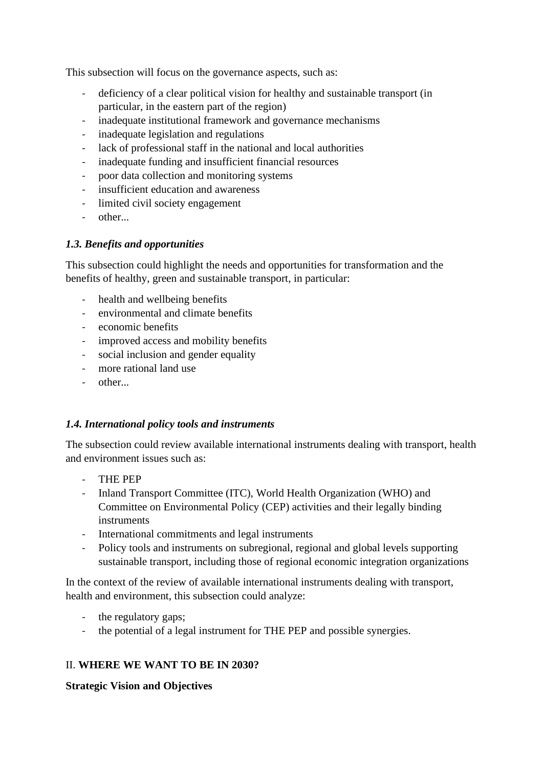This subsection will focus on the governance aspects, such as:

- deficiency of a clear political vision for healthy and sustainable transport (in particular, in the eastern part of the region)
- inadequate institutional framework and governance mechanisms
- inadequate legislation and regulations
- lack of professional staff in the national and local authorities
- inadequate funding and insufficient financial resources
- poor data collection and monitoring systems
- insufficient education and awareness
- limited civil society engagement
- other...

### *1.3. Benefits and opportunities*

This subsection could highlight the needs and opportunities for transformation and the benefits of healthy, green and sustainable transport, in particular:

- health and wellbeing benefits
- environmental and climate benefits
- economic benefits
- improved access and mobility benefits
- social inclusion and gender equality
- more rational land use
- other...

### *1.4. International policy tools and instruments*

The subsection could review available international instruments dealing with transport, health and environment issues such as:

- THE PEP
- Inland Transport Committee (ITC), World Health Organization (WHO) and Committee on Environmental Policy (CEP) activities and their legally binding instruments
- International commitments and legal instruments
- Policy tools and instruments on subregional, regional and global levels supporting sustainable transport, including those of regional economic integration organizations

In the context of the review of available international instruments dealing with transport, health and environment, this subsection could analyze:

- the regulatory gaps;
- the potential of a legal instrument for THE PEP and possible synergies.

## II. **WHERE WE WANT TO BE IN 2030?**

### **Strategic Vision and Objectives**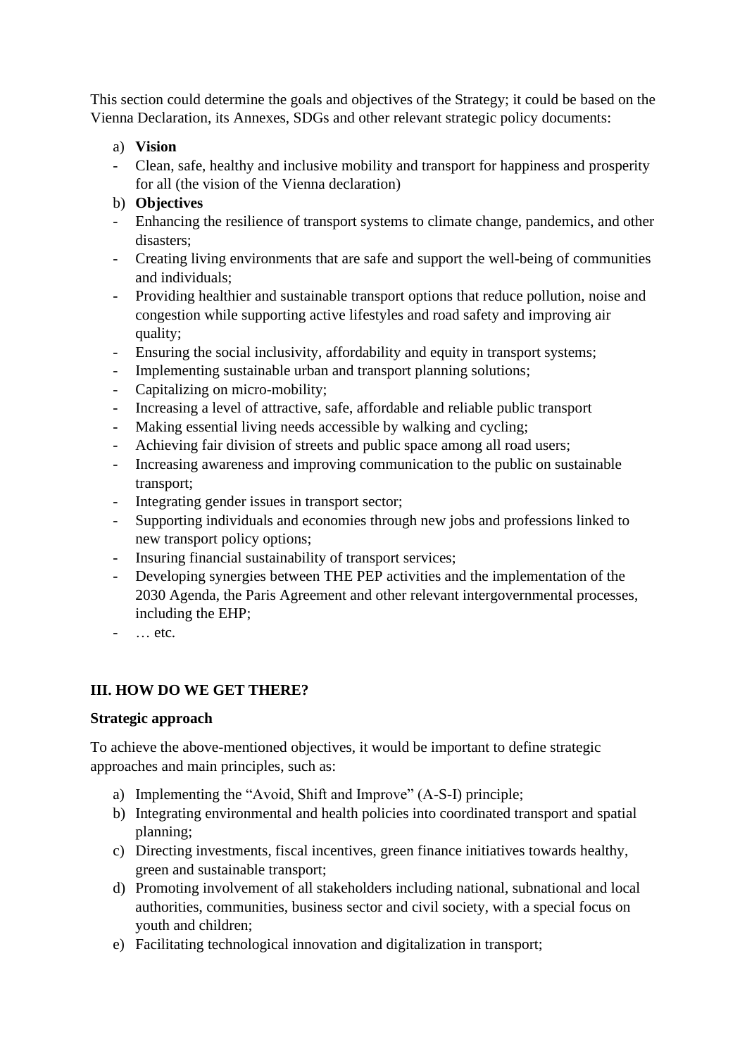This section could determine the goals and objectives of the Strategy; it could be based on the Vienna Declaration, its Annexes, SDGs and other relevant strategic policy documents:

a) **Vision**

- Clean, safe, healthy and inclusive mobility and transport for happiness and prosperity for all (the vision of the Vienna declaration)

b) **Objectives**

- Enhancing the resilience of transport systems to climate change, pandemics, and other disasters;
- Creating living environments that are safe and support the well-being of communities and individuals;
- Providing healthier and sustainable transport options that reduce pollution, noise and congestion while supporting active lifestyles and road safety and improving air quality;
- Ensuring the social inclusivity, affordability and equity in transport systems;
- Implementing sustainable urban and transport planning solutions;
- Capitalizing on micro-mobility;
- Increasing a level of attractive, safe, affordable and reliable public transport
- Making essential living needs accessible by walking and cycling;
- Achieving fair division of streets and public space among all road users;
- Increasing awareness and improving communication to the public on sustainable transport;
- Integrating gender issues in transport sector;
- Supporting individuals and economies through new jobs and professions linked to new transport policy options;
- Insuring financial sustainability of transport services;
- Developing synergies between THE PEP activities and the implementation of the 2030 Agenda, the Paris Agreement and other relevant intergovernmental processes, including the EHP;
- … etc.

## III. HOW DO WE GET THERE?

### Strategic approach

To achieve the above-mentioned objectives, it would be important to define strategic approaches and main principles, such as:

a) Implementing the "Avoid, Shift and Improve" (A-S-I) principle;
b) Integrating environmental and health policies into coordinated transport and spatial planning;
c) Directing investments, fiscal incentives, green finance initiatives towards healthy, green and sustainable transport;
d) Promoting involvement of all stakeholders including national, subnational and local authorities, communities, business sector and civil society, with a special focus on youth and children;
e) Facilitating technological innovation and digitalization in transport;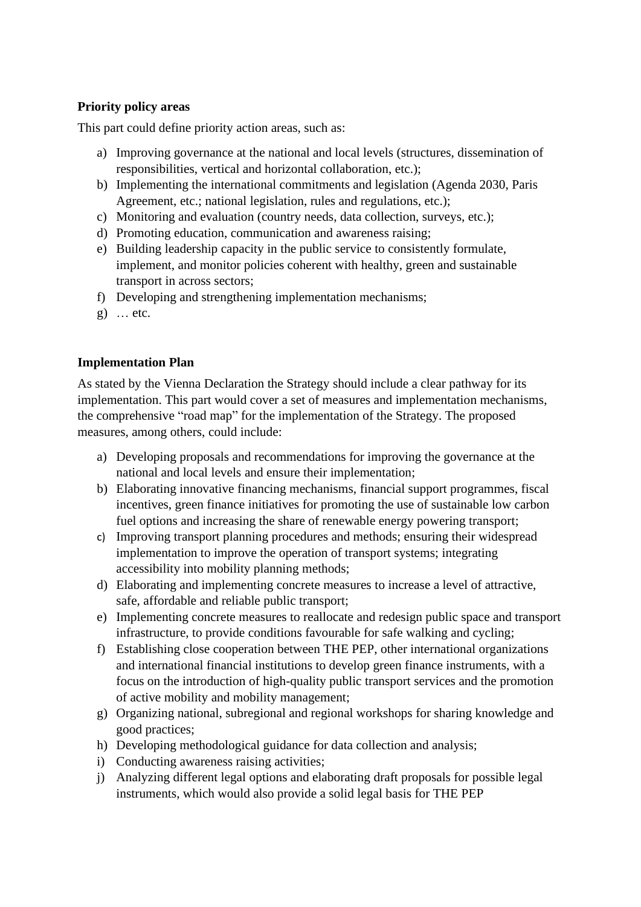**Priority policy areas**

This part could define priority action areas, such as:

a) Improving governance at the national and local levels (structures, dissemination of responsibilities, vertical and horizontal collaboration, etc.);
b) Implementing the international commitments and legislation (Agenda 2030, Paris Agreement, etc.; national legislation, rules and regulations, etc.);
c) Monitoring and evaluation (country needs, data collection, surveys, etc.);
d) Promoting education, communication and awareness raising;
e) Building leadership capacity in the public service to consistently formulate, implement, and monitor policies coherent with healthy, green and sustainable transport in across sectors;
f) Developing and strengthening implementation mechanisms;
g) … etc.

**Implementation Plan**

As stated by the Vienna Declaration the Strategy should include a clear pathway for its implementation. This part would cover a set of measures and implementation mechanisms, the comprehensive "road map" for the implementation of the Strategy. The proposed measures, among others, could include:

a) Developing proposals and recommendations for improving the governance at the national and local levels and ensure their implementation;
b) Elaborating innovative financing mechanisms, financial support programmes, fiscal incentives, green finance initiatives for promoting the use of sustainable low carbon fuel options and increasing the share of renewable energy powering transport;
c) Improving transport planning procedures and methods; ensuring their widespread implementation to improve the operation of transport systems; integrating accessibility into mobility planning methods;
d) Elaborating and implementing concrete measures to increase a level of attractive, safe, affordable and reliable public transport;
e) Implementing concrete measures to reallocate and redesign public space and transport infrastructure, to provide conditions favourable for safe walking and cycling;
f) Establishing close cooperation between THE PEP, other international organizations and international financial institutions to develop green finance instruments, with a focus on the introduction of high-quality public transport services and the promotion of active mobility and mobility management;
g) Organizing national, subregional and regional workshops for sharing knowledge and good practices;
h) Developing methodological guidance for data collection and analysis;
i) Conducting awareness raising activities;
j) Analyzing different legal options and elaborating draft proposals for possible legal instruments, which would also provide a solid legal basis for THE PEP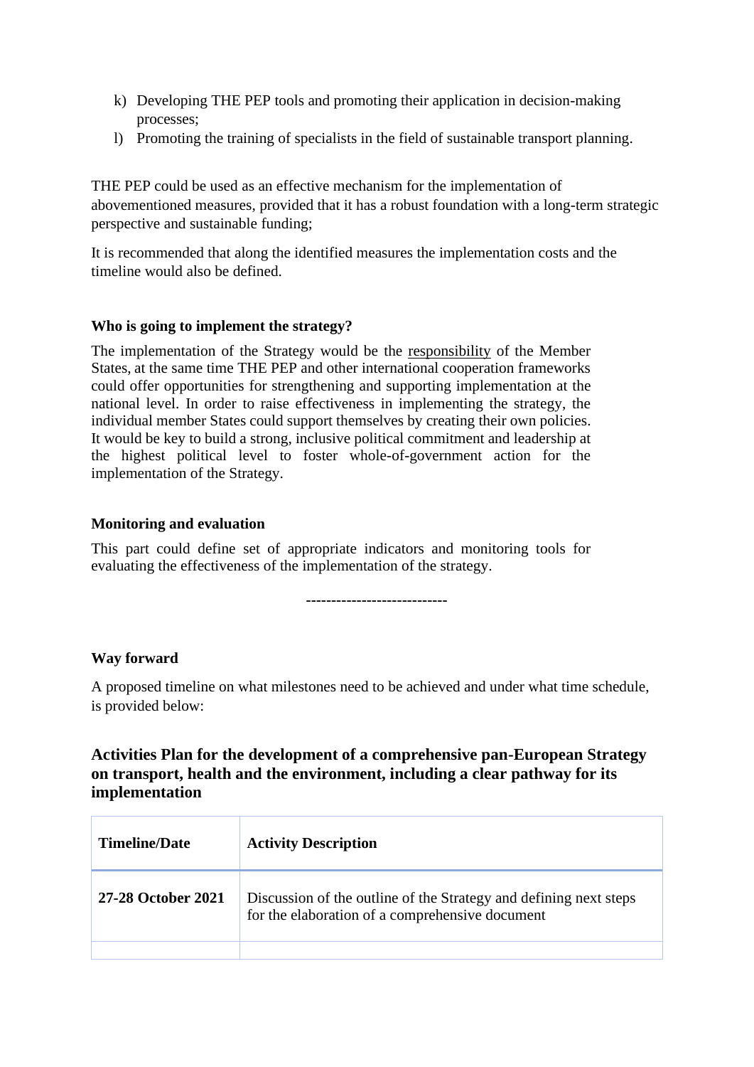k) Developing THE PEP tools and promoting their application in decision-making processes;
l) Promoting the training of specialists in the field of sustainable transport planning.

THE PEP could be used as an effective mechanism for the implementation of abovementioned measures, provided that it has a robust foundation with a long-term strategic perspective and sustainable funding;

It is recommended that along the identified measures the implementation costs and the timeline would also be defined.

**Who is going to implement the strategy?**

The implementation of the Strategy would be the responsibility of the Member States, at the same time THE PEP and other international cooperation frameworks could offer opportunities for strengthening and supporting implementation at the national level. In order to raise effectiveness in implementing the strategy, the individual member States could support themselves by creating their own policies. It would be key to build a strong, inclusive political commitment and leadership at the highest political level to foster whole-of-government action for the implementation of the Strategy.

**Monitoring and evaluation**

This part could define set of appropriate indicators and monitoring tools for evaluating the effectiveness of the implementation of the strategy.

---------------------------

**Way forward**

A proposed timeline on what milestones need to be achieved and under what time schedule, is provided below:

### Activities Plan for the development of a comprehensive pan-European Strategy on transport, health and the environment, including a clear pathway for its implementation

| Timeline/Date | Activity Description |
|---|---|
| **27-28 October 2021** | Discussion of the outline of the Strategy and defining next steps for the elaboration of a comprehensive document |
| | |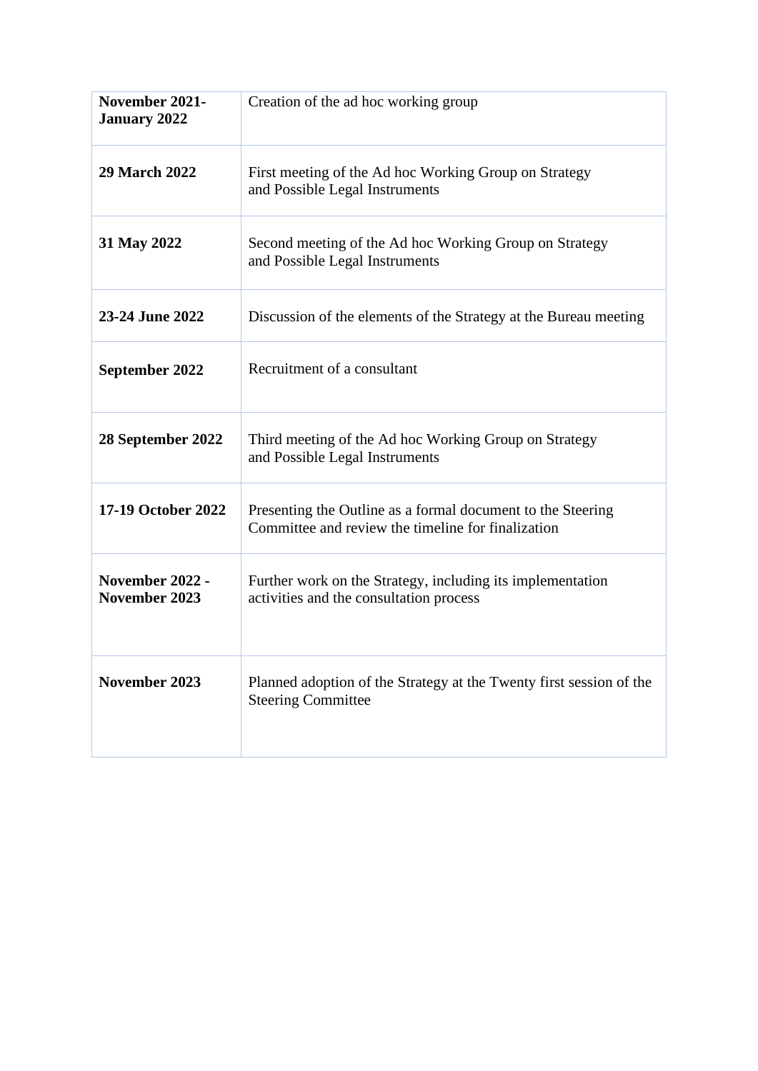| | |
|---|---|
| **November 2021-January 2022** | Creation of the ad hoc working group |
| **29 March 2022** | First meeting of the Ad hoc Working Group on Strategy and Possible Legal Instruments |
| **31 May 2022** | Second meeting of the Ad hoc Working Group on Strategy and Possible Legal Instruments |
| **23-24 June 2022** | Discussion of the elements of the Strategy at the Bureau meeting |
| **September 2022** | Recruitment of a consultant |
| **28 September 2022** | Third meeting of the Ad hoc Working Group on Strategy and Possible Legal Instruments |
| **17-19 October 2022** | Presenting the Outline as a formal document to the Steering Committee and review the timeline for finalization |
| **November 2022 - November 2023** | Further work on the Strategy, including its implementation activities and the consultation process |
| **November 2023** | Planned adoption of the Strategy at the Twenty first session of the Steering Committee |